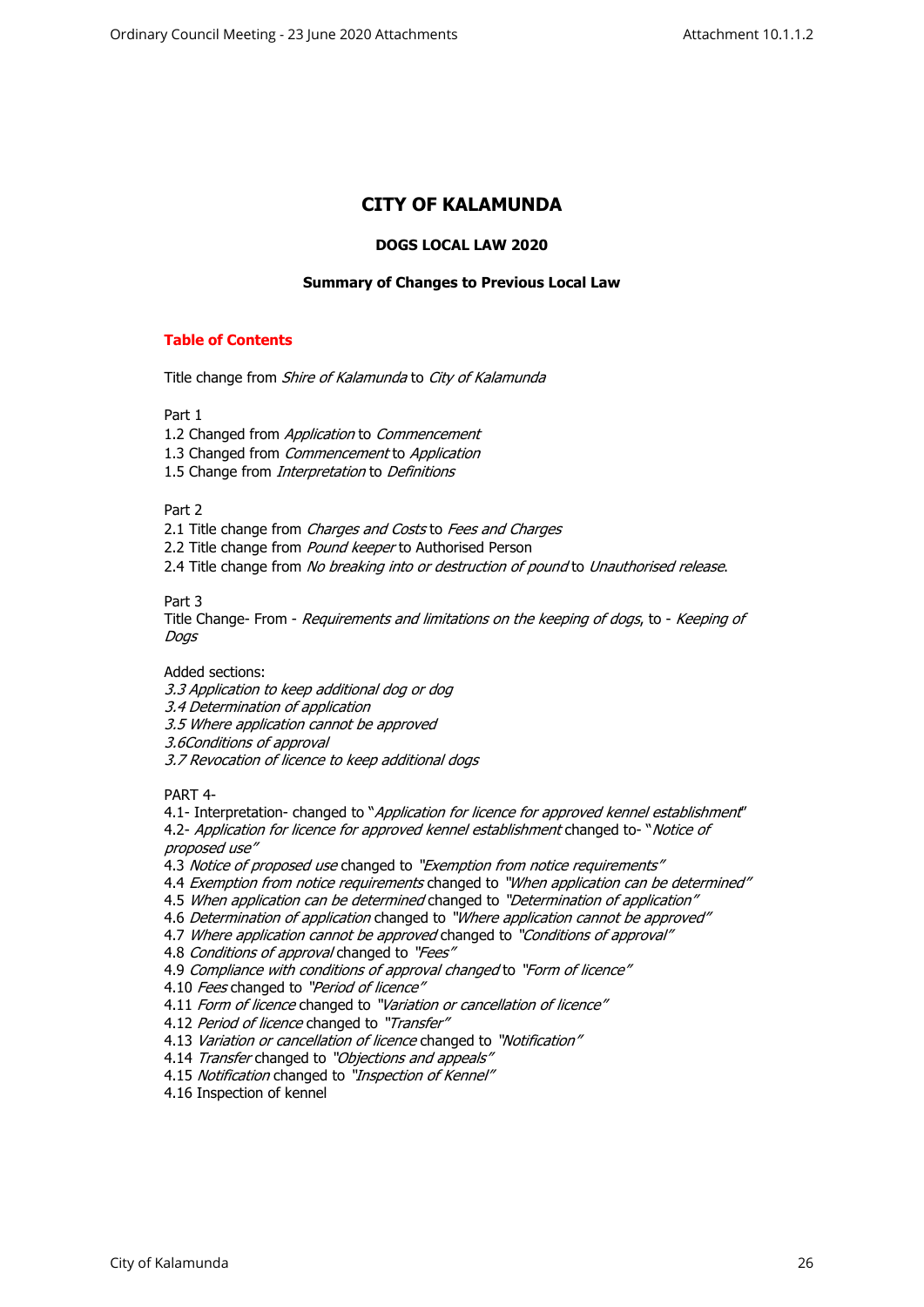# CITY OF KALAMUNDA

## DOGS LOCAL LAW 2020

### Summary of Changes to Previous Local Law

**Table of Contents**

Title change from *Shire of Kalamunda* to *City of Kalamunda*

Part 1

1.2 Changed from *Application* to *Commencement*
1.3 Changed from *Commencement* to *Application*
1.5 Change from *Interpretation* to *Definitions*

Part 2

2.1 Title change from *Charges and Costs* to *Fees and Charges*
2.2 Title change from *Pound keeper* to Authorised Person
2.4 Title change from *No breaking into or destruction of pound* to *Unauthorised release*.

Part 3

Title Change- From - *Requirements and limitations on the keeping of dogs*, to - *Keeping of Dogs*

Added sections:
*3.3 Application to keep additional dog or dog*
*3.4 Determination of application*
*3.5 Where application cannot be approved*
*3.6Conditions of approval*
*3.7 Revocation of licence to keep additional dogs*

PART 4-

4.1- Interpretation- changed to "*Application for licence for approved kennel establishment*"
4.2- *Application for licence for approved kennel establishment* changed to- "*Notice of proposed use"*
4.3 *Notice of proposed use* changed to *"Exemption from notice requirements"*
4.4 *Exemption from notice requirements* changed to *"When application can be determined"*
4.5 *When application can be determined* changed to *"Determination of application"*
4.6 *Determination of application* changed to *"Where application cannot be approved"*
4.7 *Where application cannot be approved* changed to *"Conditions of approval"*
4.8 *Conditions of approval* changed to *"Fees"*
4.9 *Compliance with conditions of approval changed* to *"Form of licence"*
4.10 *Fees* changed to *"Period of licence"*
4.11 *Form of licence* changed to *"Variation or cancellation of licence"*
4.12 *Period of licence* changed to *"Transfer"*
4.13 *Variation or cancellation of licence* changed to *"Notification"*
4.14 *Transfer* changed to *"Objections and appeals"*
4.15 *Notification* changed to *"Inspection of Kennel"*
4.16 Inspection of kennel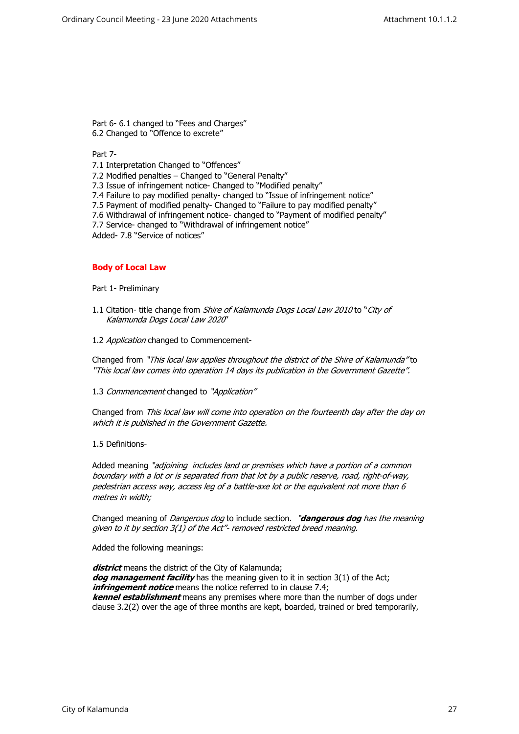Part 6- 6.1 changed to "Fees and Charges"
6.2 Changed to "Offence to excrete"

Part 7-

7.1 Interpretation Changed to "Offences"
7.2 Modified penalties – Changed to "General Penalty"
7.3 Issue of infringement notice- Changed to "Modified penalty"
7.4 Failure to pay modified penalty- changed to "Issue of infringement notice"
7.5 Payment of modified penalty- Changed to "Failure to pay modified penalty"
7.6 Withdrawal of infringement notice- changed to "Payment of modified penalty"
7.7 Service- changed to "Withdrawal of infringement notice"
Added- 7.8 "Service of notices"

**Body of Local Law**

Part 1- Preliminary

1.1 Citation- title change from *Shire of Kalamunda Dogs Local Law 2010* to "*City of Kalamunda Dogs Local Law 2020*"

1.2 *Application* changed to Commencement-

Changed from *"This local law applies throughout the district of the Shire of Kalamunda"* to *"This local law comes into operation 14 days its publication in the Government Gazette".*

1.3 *Commencement* changed to *"Application"*

Changed from *This local law will come into operation on the fourteenth day after the day on which it is published in the Government Gazette.*

1.5 Definitions-

Added meaning *"adjoining includes land or premises which have a portion of a common boundary with a lot or is separated from that lot by a public reserve, road, right-of-way, pedestrian access way, access leg of a battle-axe lot or the equivalent not more than 6 metres in width;*

Changed meaning of *Dangerous dog* to include section. *"**dangerous dog** has the meaning given to it by section 3(1) of the Act"- removed restricted breed meaning.*

Added the following meanings:

***district*** means the district of the City of Kalamunda;
***dog management facility*** has the meaning given to it in section 3(1) of the Act;
***infringement notice*** means the notice referred to in clause 7.4;
***kennel establishment*** means any premises where more than the number of dogs under clause 3.2(2) over the age of three months are kept, boarded, trained or bred temporarily,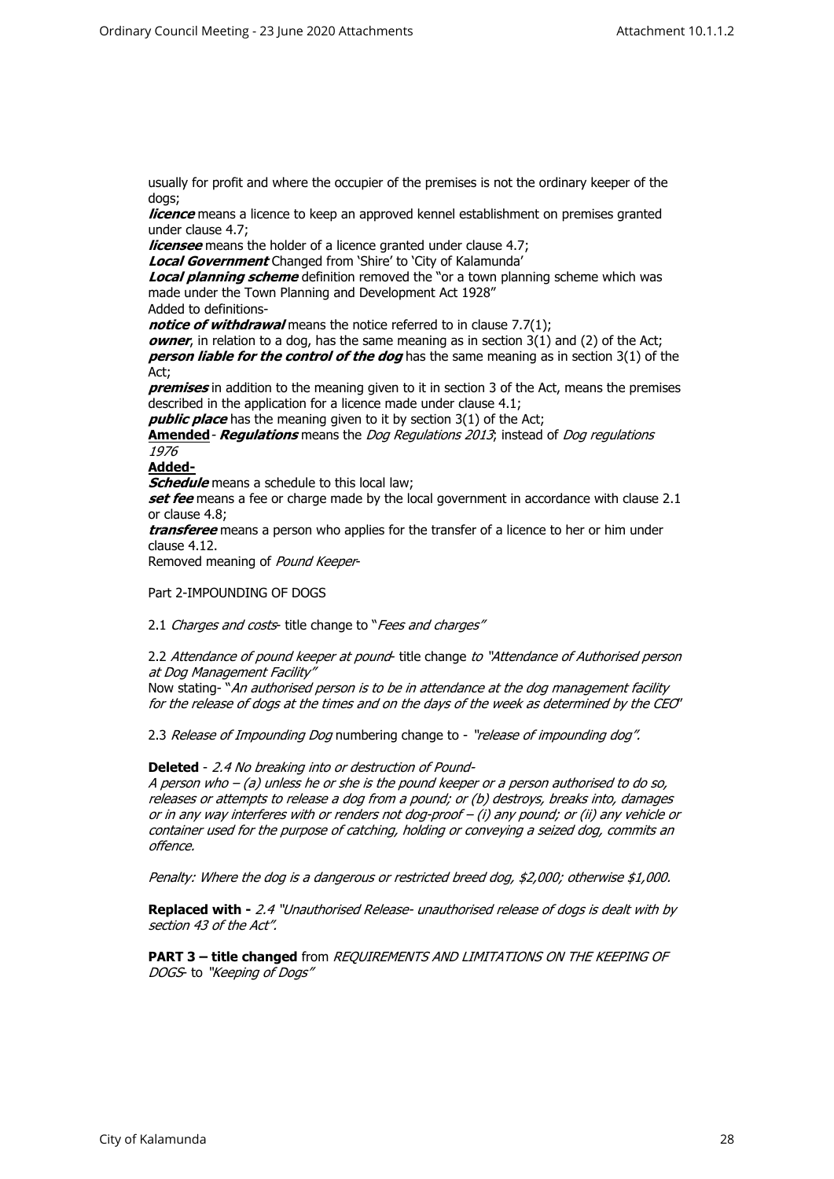usually for profit and where the occupier of the premises is not the ordinary keeper of the dogs;

***licence*** means a licence to keep an approved kennel establishment on premises granted under clause 4.7;

***licensee*** means the holder of a licence granted under clause 4.7;

***Local Government*** Changed from 'Shire' to 'City of Kalamunda'

***Local planning scheme*** definition removed the "or a town planning scheme which was made under the Town Planning and Development Act 1928"

Added to definitions-

***notice of withdrawal*** means the notice referred to in clause 7.7(1);

***owner***, in relation to a dog, has the same meaning as in section 3(1) and (2) of the Act;

***person liable for the control of the dog*** has the same meaning as in section 3(1) of the Act;

***premises*** in addition to the meaning given to it in section 3 of the Act, means the premises described in the application for a licence made under clause 4.1;

***public place*** has the meaning given to it by section 3(1) of the Act;

**Amended** - ***Regulations*** means the *Dog Regulations 2013*; instead of *Dog regulations 1976*

**Added-**

***Schedule*** means a schedule to this local law;

***set fee*** means a fee or charge made by the local government in accordance with clause 2.1 or clause 4.8;

***transferee*** means a person who applies for the transfer of a licence to her or him under clause 4.12.

Removed meaning of *Pound Keeper*-

Part 2-IMPOUNDING OF DOGS

2.1 *Charges and costs*- title change to "*Fees and charges"*

2.2 *Attendance of pound keeper at pound*- title change *to "Attendance of Authorised person at Dog Management Facility"*

Now stating- "*An authorised person is to be in attendance at the dog management facility for the release of dogs at the times and on the days of the week as determined by the CEO*"

2.3 *Release of Impounding Dog* numbering change to - *"release of impounding dog".*

**Deleted** - *2.4 No breaking into or destruction of Pound-*

*A person who – (a) unless he or she is the pound keeper or a person authorised to do so, releases or attempts to release a dog from a pound; or (b) destroys, breaks into, damages or in any way interferes with or renders not dog-proof – (i) any pound; or (ii) any vehicle or container used for the purpose of catching, holding or conveying a seized dog, commits an offence.*

*Penalty: Where the dog is a dangerous or restricted breed dog, $2,000; otherwise $1,000.*

**Replaced with -** *2.4 "Unauthorised Release- unauthorised release of dogs is dealt with by section 43 of the Act".*

**PART 3 – title changed** from *REQUIREMENTS AND LIMITATIONS ON THE KEEPING OF DOGS*- to *"Keeping of Dogs"*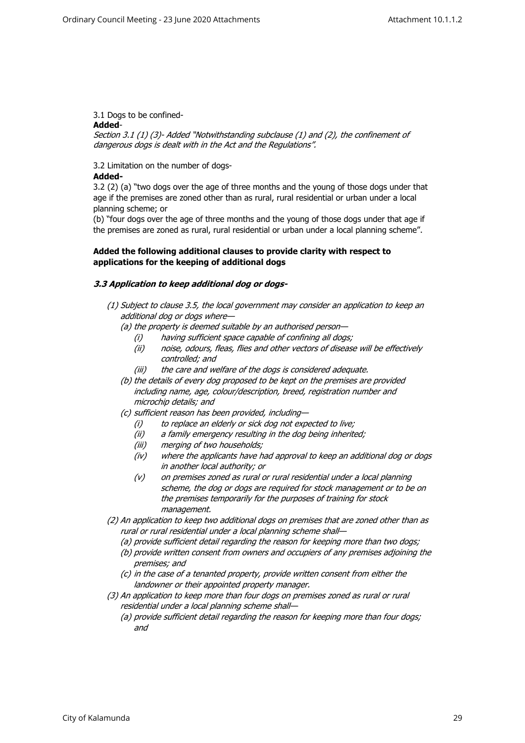3.1 Dogs to be confined-

**Added**-

*Section 3.1 (1) (3)- Added "Notwithstanding subclause (1) and (2), the confinement of dangerous dogs is dealt with in the Act and the Regulations".*

3.2 Limitation on the number of dogs-

**Added-**

3.2 (2) (a) "two dogs over the age of three months and the young of those dogs under that age if the premises are zoned other than as rural, rural residential or urban under a local planning scheme; or

(b) "four dogs over the age of three months and the young of those dogs under that age if the premises are zoned as rural, rural residential or urban under a local planning scheme".

**Added the following additional clauses to provide clarity with respect to applications for the keeping of additional dogs**

***3.3 Application to keep additional dog or dogs-***

- *(1) Subject to clause 3.5, the local government may consider an application to keep an additional dog or dogs where—*
  - *(a) the property is deemed suitable by an authorised person—*
    - *(i) having sufficient space capable of confining all dogs;*
    - *(ii) noise, odours, fleas, flies and other vectors of disease will be effectively controlled; and*
    - *(iii) the care and welfare of the dogs is considered adequate.*
  - *(b) the details of every dog proposed to be kept on the premises are provided including name, age, colour/description, breed, registration number and microchip details; and*
  - *(c) sufficient reason has been provided, including—*
    - *(i) to replace an elderly or sick dog not expected to live;*
    - *(ii) a family emergency resulting in the dog being inherited;*
    - *(iii) merging of two households;*
    - *(iv) where the applicants have had approval to keep an additional dog or dogs in another local authority; or*
    - *(v) on premises zoned as rural or rural residential under a local planning scheme, the dog or dogs are required for stock management or to be on the premises temporarily for the purposes of training for stock management.*
- *(2) An application to keep two additional dogs on premises that are zoned other than as rural or rural residential under a local planning scheme shall—*
  - *(a) provide sufficient detail regarding the reason for keeping more than two dogs;*
  - *(b) provide written consent from owners and occupiers of any premises adjoining the premises; and*
  - *(c) in the case of a tenanted property, provide written consent from either the landowner or their appointed property manager.*
- *(3) An application to keep more than four dogs on premises zoned as rural or rural residential under a local planning scheme shall—*
  - *(a) provide sufficient detail regarding the reason for keeping more than four dogs; and*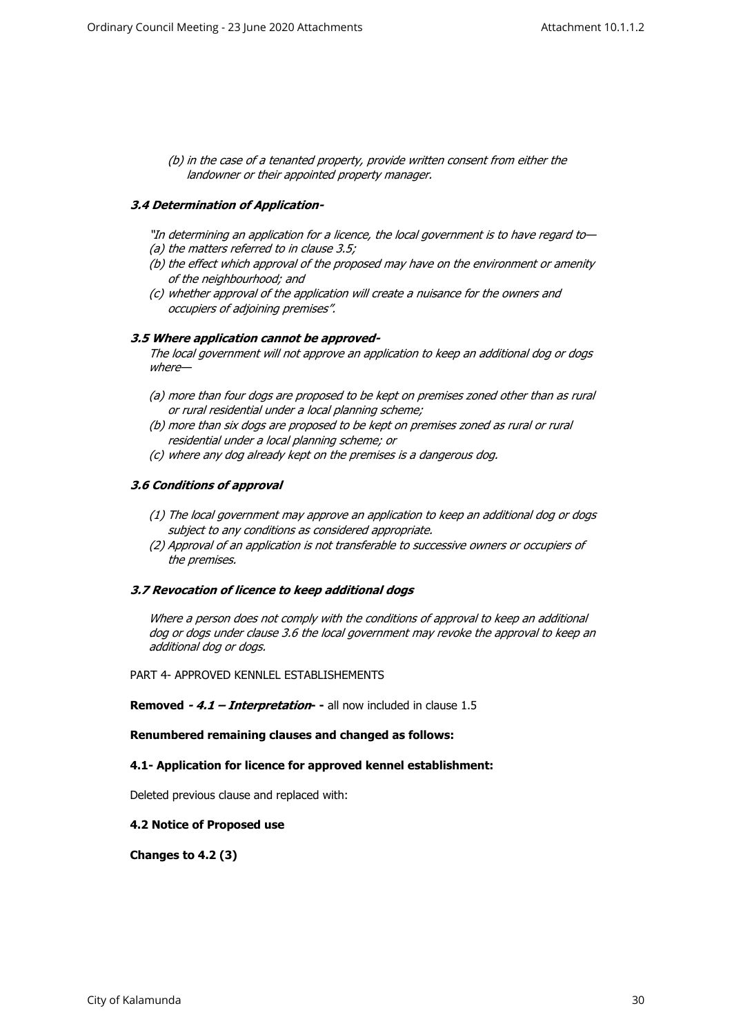*(b) in the case of a tenanted property, provide written consent from either the landowner or their appointed property manager.*

***3.4 Determination of Application-***

*"In determining an application for a licence, the local government is to have regard to—*

*(a) the matters referred to in clause 3.5;*

*(b) the effect which approval of the proposed may have on the environment or amenity of the neighbourhood; and*

*(c) whether approval of the application will create a nuisance for the owners and occupiers of adjoining premises".*

***3.5 Where application cannot be approved-***

*The local government will not approve an application to keep an additional dog or dogs where—*

*(a) more than four dogs are proposed to be kept on premises zoned other than as rural or rural residential under a local planning scheme;*

*(b) more than six dogs are proposed to be kept on premises zoned as rural or rural residential under a local planning scheme; or*

*(c) where any dog already kept on the premises is a dangerous dog.*

***3.6 Conditions of approval***

*(1) The local government may approve an application to keep an additional dog or dogs subject to any conditions as considered appropriate.*

*(2) Approval of an application is not transferable to successive owners or occupiers of the premises.*

***3.7 Revocation of licence to keep additional dogs***

*Where a person does not comply with the conditions of approval to keep an additional dog or dogs under clause 3.6 the local government may revoke the approval to keep an additional dog or dogs.*

PART 4- APPROVED KENNLEL ESTABLISHEMENTS

**Removed *- 4.1 – Interpretation-* -** all now included in clause 1.5

**Renumbered remaining clauses and changed as follows:**

**4.1- Application for licence for approved kennel establishment:**

Deleted previous clause and replaced with:

**4.2 Notice of Proposed use**

**Changes to 4.2 (3)**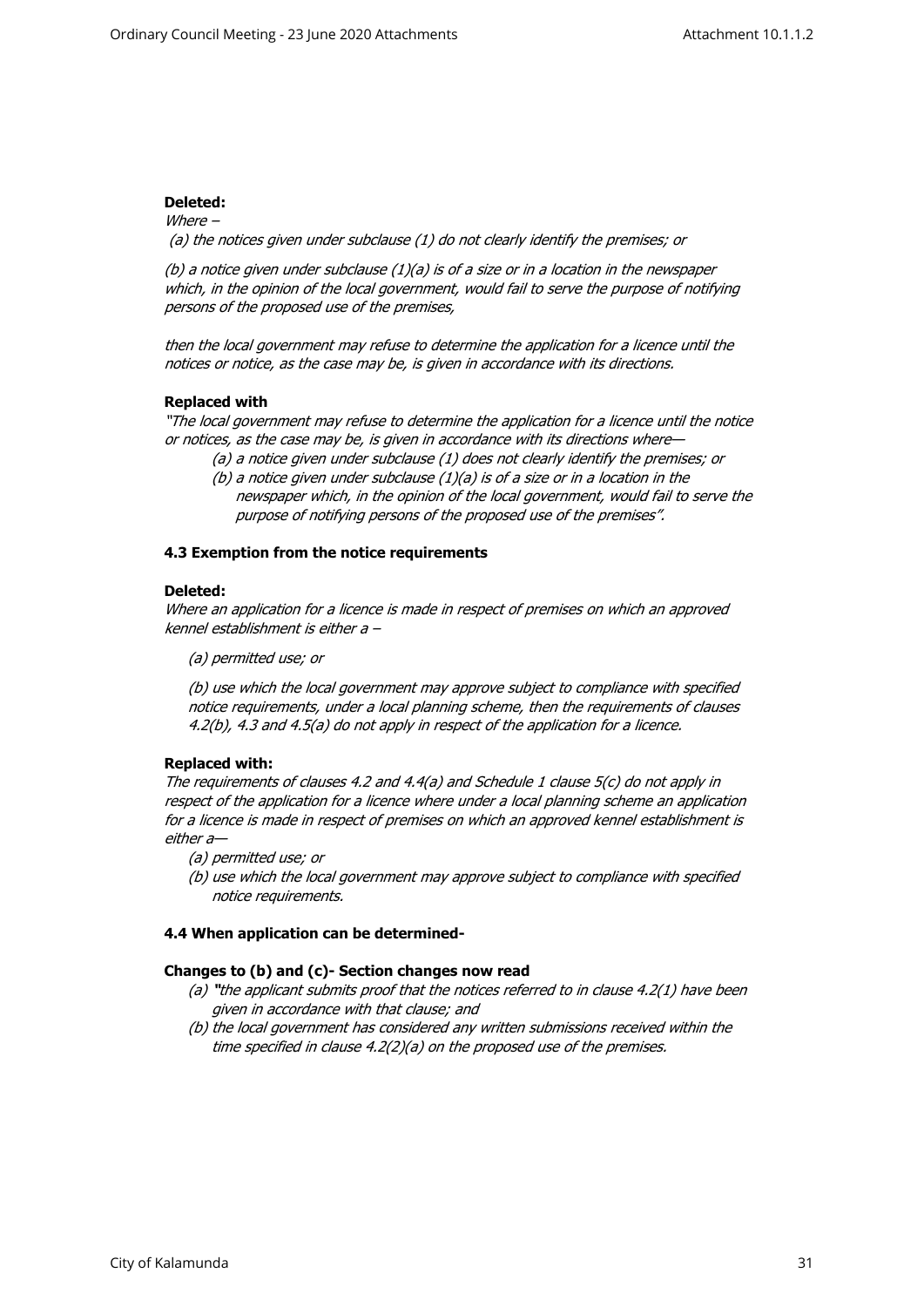**Deleted:**

*Where –*

*(a) the notices given under subclause (1) do not clearly identify the premises; or*

*(b) a notice given under subclause (1)(a) is of a size or in a location in the newspaper which, in the opinion of the local government, would fail to serve the purpose of notifying persons of the proposed use of the premises,*

*then the local government may refuse to determine the application for a licence until the notices or notice, as the case may be, is given in accordance with its directions.*

**Replaced with**

*"The local government may refuse to determine the application for a licence until the notice or notices, as the case may be, is given in accordance with its directions where—*

- *(a) a notice given under subclause (1) does not clearly identify the premises; or*
- *(b) a notice given under subclause (1)(a) is of a size or in a location in the newspaper which, in the opinion of the local government, would fail to serve the purpose of notifying persons of the proposed use of the premises".*

**4.3 Exemption from the notice requirements**

**Deleted:**

*Where an application for a licence is made in respect of premises on which an approved kennel establishment is either a –*

*(a) permitted use; or*

*(b) use which the local government may approve subject to compliance with specified notice requirements, under a local planning scheme, then the requirements of clauses 4.2(b), 4.3 and 4.5(a) do not apply in respect of the application for a licence.*

**Replaced with:**

*The requirements of clauses 4.2 and 4.4(a) and Schedule 1 clause 5(c) do not apply in respect of the application for a licence where under a local planning scheme an application for a licence is made in respect of premises on which an approved kennel establishment is either a—*

- *(a) permitted use; or*
- *(b) use which the local government may approve subject to compliance with specified notice requirements.*

**4.4 When application can be determined-**

**Changes to (b) and (c)- Section changes now read**

- *(a) "the applicant submits proof that the notices referred to in clause 4.2(1) have been given in accordance with that clause; and*
- *(b) the local government has considered any written submissions received within the time specified in clause 4.2(2)(a) on the proposed use of the premises.*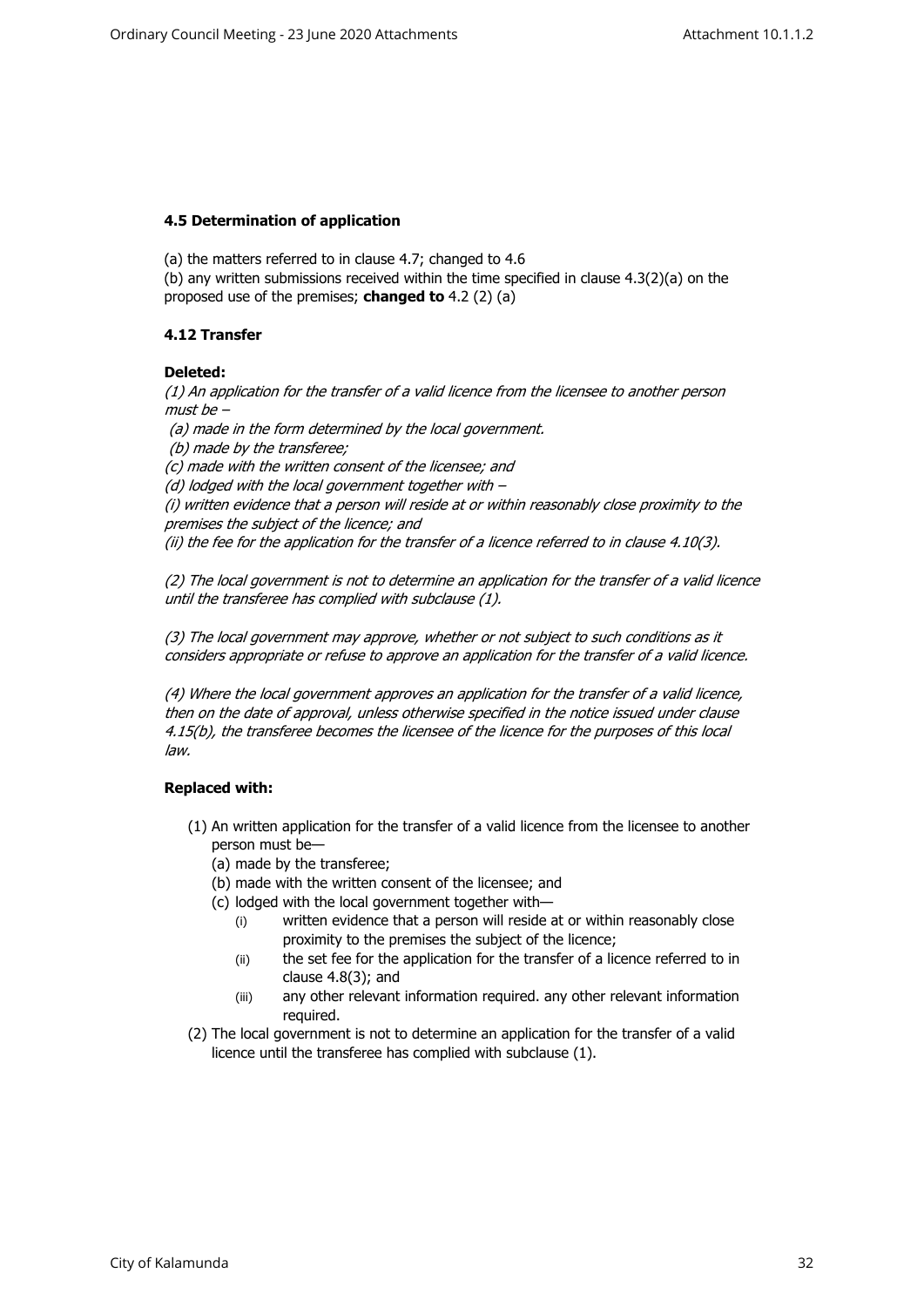**4.5 Determination of application**

(a) the matters referred to in clause 4.7; changed to 4.6
(b) any written submissions received within the time specified in clause 4.3(2)(a) on the proposed use of the premises; **changed to** 4.2 (2) (a)

**4.12 Transfer**

**Deleted:**

*(1) An application for the transfer of a valid licence from the licensee to another person must be –*

*(a) made in the form determined by the local government.*

*(b) made by the transferee;*

*(c) made with the written consent of the licensee; and*

*(d) lodged with the local government together with –*

*(i) written evidence that a person will reside at or within reasonably close proximity to the premises the subject of the licence; and*

*(ii) the fee for the application for the transfer of a licence referred to in clause 4.10(3).*

*(2) The local government is not to determine an application for the transfer of a valid licence until the transferee has complied with subclause (1).*

*(3) The local government may approve, whether or not subject to such conditions as it considers appropriate or refuse to approve an application for the transfer of a valid licence.*

*(4) Where the local government approves an application for the transfer of a valid licence, then on the date of approval, unless otherwise specified in the notice issued under clause 4.15(b), the transferee becomes the licensee of the licence for the purposes of this local law.*

**Replaced with:**

(1) An written application for the transfer of a valid licence from the licensee to another person must be—
   (a) made by the transferee;
   (b) made with the written consent of the licensee; and
   (c) lodged with the local government together with—
      (i) written evidence that a person will reside at or within reasonably close proximity to the premises the subject of the licence;
      (ii) the set fee for the application for the transfer of a licence referred to in clause 4.8(3); and
      (iii) any other relevant information required. any other relevant information required.

(2) The local government is not to determine an application for the transfer of a valid licence until the transferee has complied with subclause (1).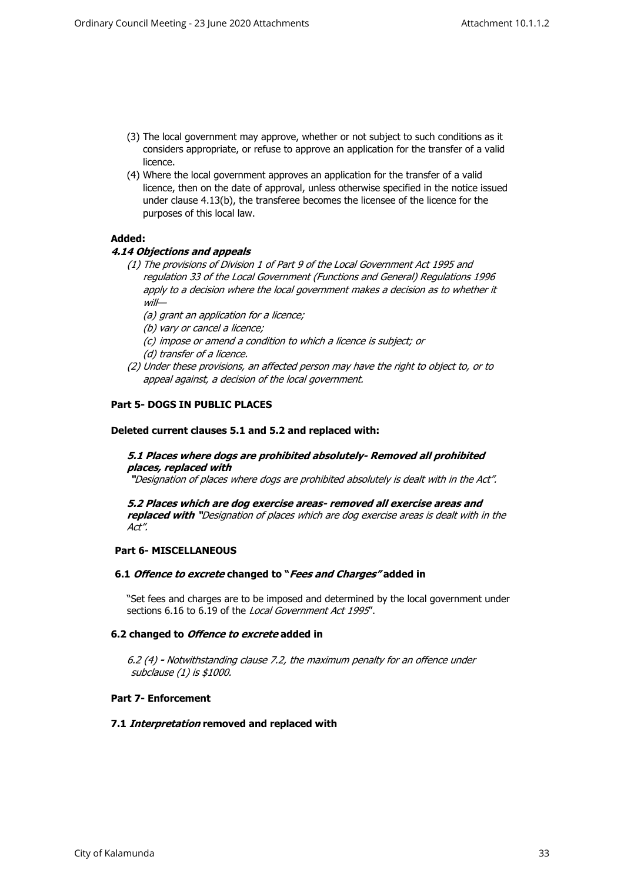(3) The local government may approve, whether or not subject to such conditions as it considers appropriate, or refuse to approve an application for the transfer of a valid licence.

(4) Where the local government approves an application for the transfer of a valid licence, then on the date of approval, unless otherwise specified in the notice issued under clause 4.13(b), the transferee becomes the licensee of the licence for the purposes of this local law.

**Added:**

***4.14 Objections and appeals***

*(1) The provisions of Division 1 of Part 9 of the Local Government Act 1995 and regulation 33 of the Local Government (Functions and General) Regulations 1996 apply to a decision where the local government makes a decision as to whether it will—*

*(a) grant an application for a licence;*

*(b) vary or cancel a licence;*

*(c) impose or amend a condition to which a licence is subject; or*

*(d) transfer of a licence.*

*(2) Under these provisions, an affected person may have the right to object to, or to appeal against, a decision of the local government.*

**Part 5- DOGS IN PUBLIC PLACES**

**Deleted current clauses 5.1 and 5.2 and replaced with:**

***5.1 Places where dogs are prohibited absolutely- Removed all prohibited places, replaced with***

***"****Designation of places where dogs are prohibited absolutely is dealt with in the Act".*

***5.2 Places which are dog exercise areas- removed all exercise areas and replaced with "****Designation of places which are dog exercise areas is dealt with in the Act".*

**Part 6- MISCELLANEOUS**

**6.1 *Offence to excrete* changed to "*Fees and Charges"* added in**

"Set fees and charges are to be imposed and determined by the local government under sections 6.16 to 6.19 of the *Local Government Act 1995*".

**6.2 changed to *Offence to excrete* added in**

*6.2 (4)* ***-*** *Notwithstanding clause 7.2, the maximum penalty for an offence under subclause (1) is $1000.*

**Part 7- Enforcement**

**7.1 *Interpretation* removed and replaced with**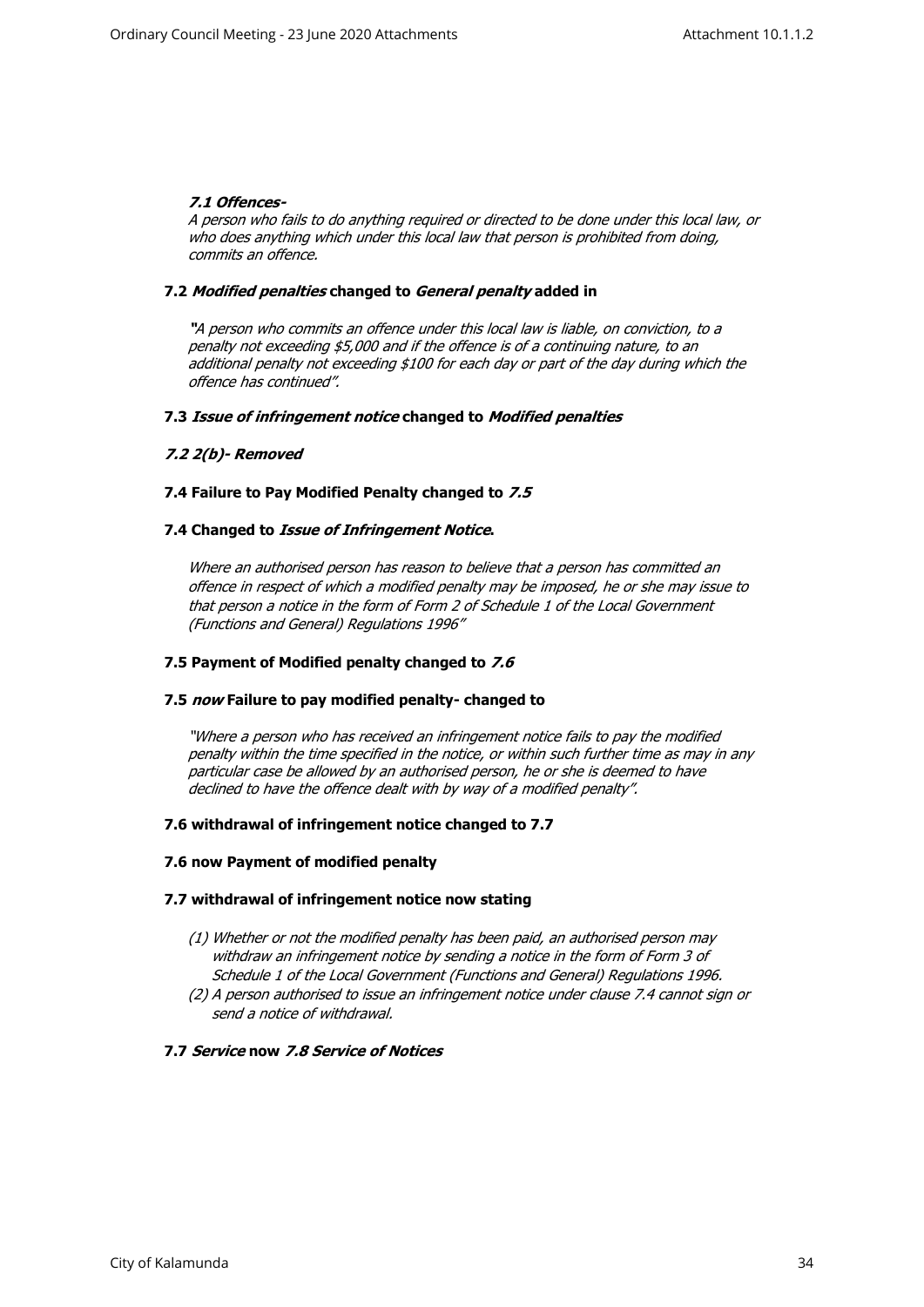***7.1 Offences-***

*A person who fails to do anything required or directed to be done under this local law, or who does anything which under this local law that person is prohibited from doing, commits an offence.*

**7.2 *Modified penalties* changed to *General penalty* added in**

*"A person who commits an offence under this local law is liable, on conviction, to a penalty not exceeding $5,000 and if the offence is of a continuing nature, to an additional penalty not exceeding $100 for each day or part of the day during which the offence has continued".*

**7.3 *Issue of infringement notice* changed to *Modified penalties***

***7.2 2(b)- Removed***

**7.4 Failure to Pay Modified Penalty changed to *7.5***

**7.4 Changed to *Issue of Infringement Notice*.**

*Where an authorised person has reason to believe that a person has committed an offence in respect of which a modified penalty may be imposed, he or she may issue to that person a notice in the form of Form 2 of Schedule 1 of the Local Government (Functions and General) Regulations 1996"*

**7.5 Payment of Modified penalty changed to *7.6***

**7.5 *now* Failure to pay modified penalty- changed to**

*"Where a person who has received an infringement notice fails to pay the modified penalty within the time specified in the notice, or within such further time as may in any particular case be allowed by an authorised person, he or she is deemed to have declined to have the offence dealt with by way of a modified penalty".*

**7.6 withdrawal of infringement notice changed to 7.7**

**7.6 now Payment of modified penalty**

**7.7 withdrawal of infringement notice now stating**

*(1) Whether or not the modified penalty has been paid, an authorised person may withdraw an infringement notice by sending a notice in the form of Form 3 of Schedule 1 of the Local Government (Functions and General) Regulations 1996.*

*(2) A person authorised to issue an infringement notice under clause 7.4 cannot sign or send a notice of withdrawal.*

**7.7 *Service* now *7.8 Service of Notices***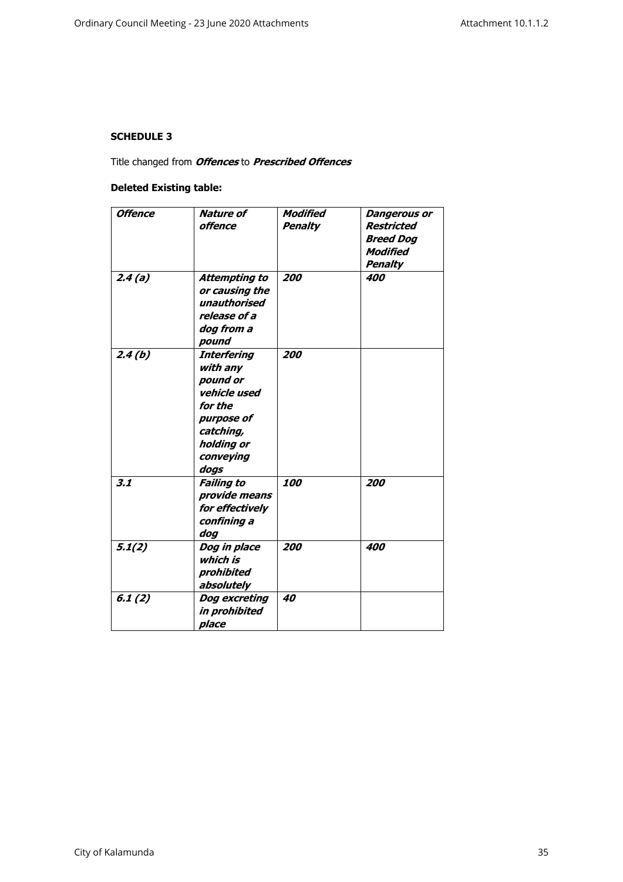**SCHEDULE 3**

Title changed from ***Offences*** to ***Prescribed Offences***

**Deleted Existing table:**

| ***Offence*** | ***Nature of offence*** | ***Modified Penalty*** | ***Dangerous or Restricted Breed Dog Modified Penalty*** |
|---|---|---|---|
| ***2.4 (a)*** | ***Attempting to or causing the unauthorised release of a dog from a pound*** | ***200*** | ***400*** |
| ***2.4 (b)*** | ***Interfering with any pound or vehicle used for the purpose of catching, holding or conveying dogs*** | ***200*** | |
| ***3.1*** | ***Failing to provide means for effectively confining a dog*** | ***100*** | ***200*** |
| ***5.1(2)*** | ***Dog in place which is prohibited absolutely*** | ***200*** | ***400*** |
| ***6.1 (2)*** | ***Dog excreting in prohibited place*** | ***40*** | |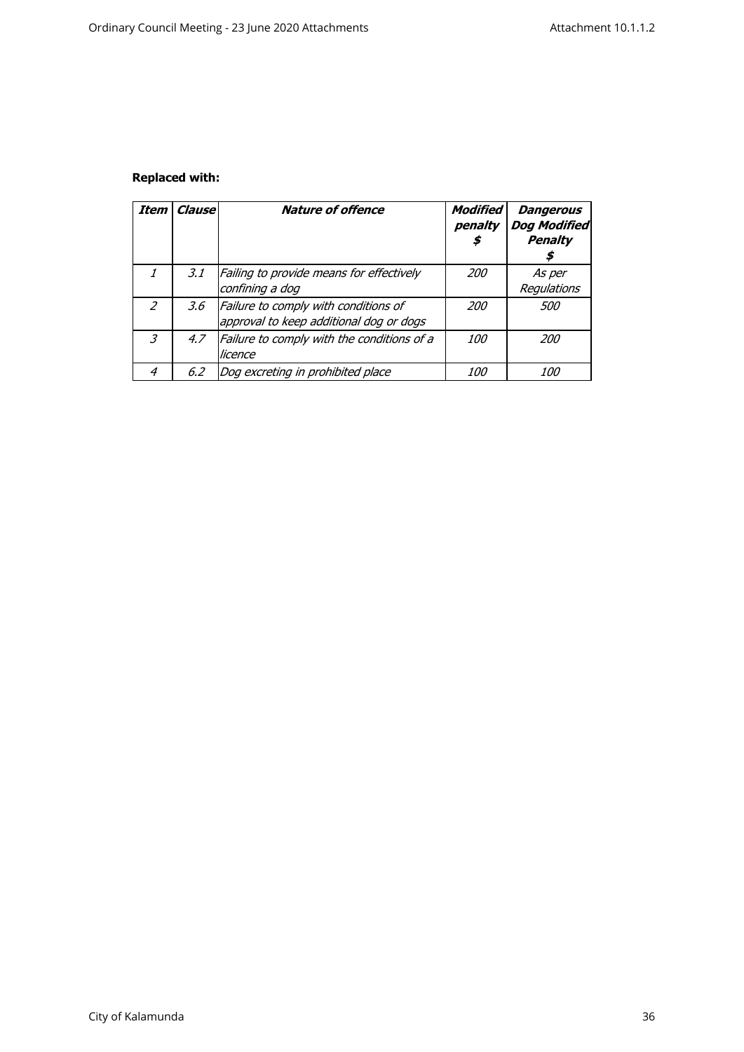**Replaced with:**

| *Item* | *Clause* | *Nature of offence* | *Modified penalty $* | *Dangerous Dog Modified Penalty $* |
|---|---|---|---|---|
| *1* | *3.1* | *Failing to provide means for effectively confining a dog* | *200* | *As per Regulations* |
| *2* | *3.6* | *Failure to comply with conditions of approval to keep additional dog or dogs* | *200* | *500* |
| *3* | *4.7* | *Failure to comply with the conditions of a licence* | *100* | *200* |
| *4* | *6.2* | *Dog excreting in prohibited place* | *100* | *100* |